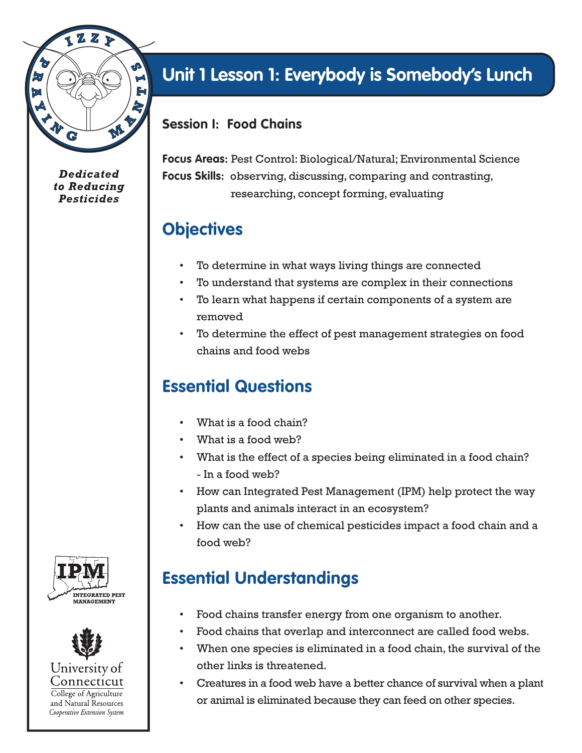**Dedicated to Reducing Pesticides**

# Unit 1 Lesson 1: Everybody is Somebody's Lunch

### Session I: Food Chains

**Focus Areas:** Pest Control: Biological/Natural; Environmental Science
**Focus Skills:** observing, discussing, comparing and contrasting, researching, concept forming, evaluating

## Objectives

- To determine in what ways living things are connected
- To understand that systems are complex in their connections
- To learn what happens if certain components of a system are removed
- To determine the effect of pest management strategies on food chains and food webs

## Essential Questions

- What is a food chain?
- What is a food web?
- What is the effect of a species being eliminated in a food chain?
  - In a food web?
- How can Integrated Pest Management (IPM) help protect the way plants and animals interact in an ecosystem?
- How can the use of chemical pesticides impact a food chain and a food web?

## Essential Understandings

- Food chains transfer energy from one organism to another.
- Food chains that overlap and interconnect are called food webs.
- When one species is eliminated in a food chain, the survival of the other links is threatened.
- Creatures in a food web have a better chance of survival when a plant or animal is eliminated because they can feed on other species.

IPM INTEGRATED PEST MANAGEMENT

University of Connecticut
College of Agriculture and Natural Resources
*Cooperative Extension System*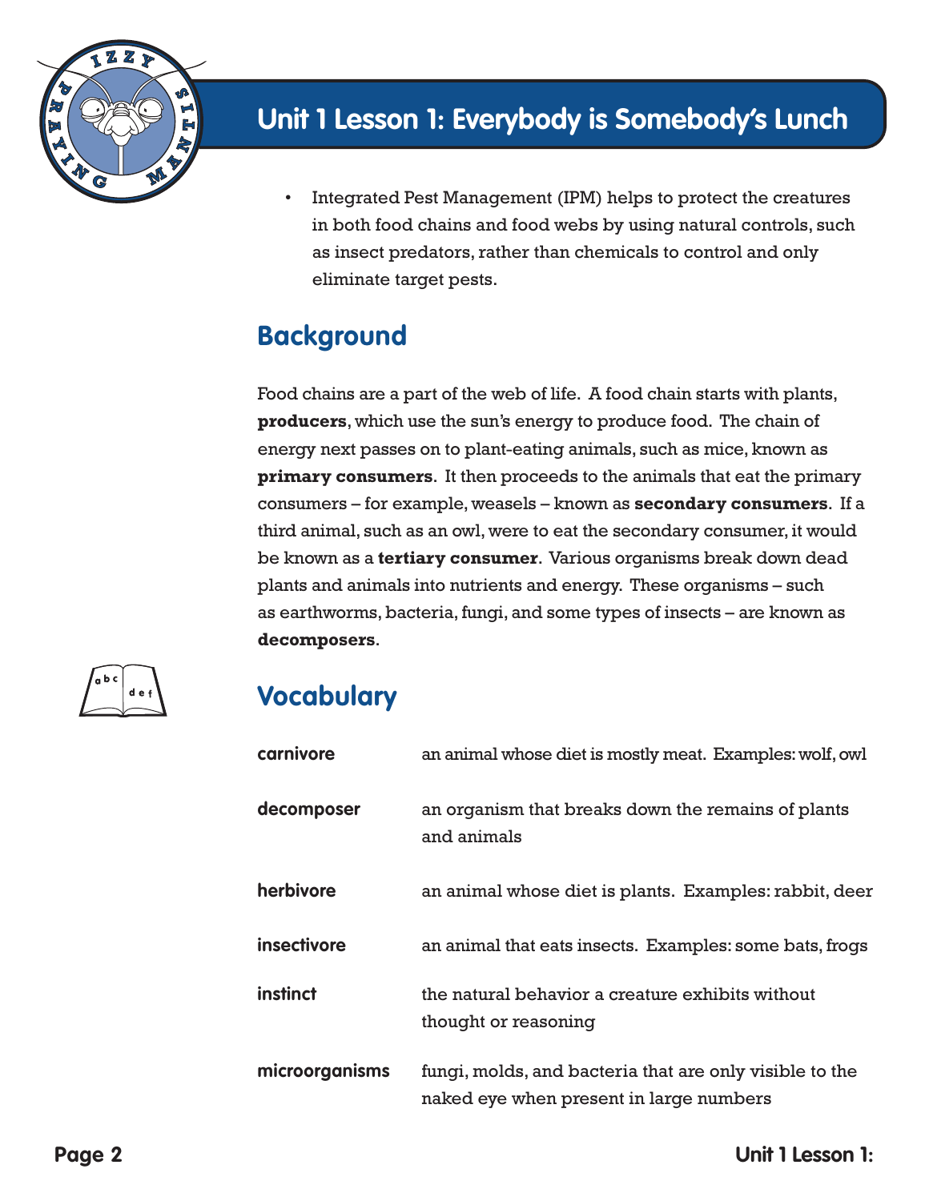# Unit 1 Lesson 1: Everybody is Somebody's Lunch

- Integrated Pest Management (IPM) helps to protect the creatures in both food chains and food webs by using natural controls, such as insect predators, rather than chemicals to control and only eliminate target pests.

## Background

Food chains are a part of the web of life. A food chain starts with plants, **producers**, which use the sun's energy to produce food. The chain of energy next passes on to plant-eating animals, such as mice, known as **primary consumers**. It then proceeds to the animals that eat the primary consumers – for example, weasels – known as **secondary consumers**. If a third animal, such as an owl, were to eat the secondary consumer, it would be known as a **tertiary consumer**. Various organisms break down dead plants and animals into nutrients and energy. These organisms – such as earthworms, bacteria, fungi, and some types of insects – are known as **decomposers**.

## Vocabulary

| | |
|---|---|
| **carnivore** | an animal whose diet is mostly meat. Examples: wolf, owl |
| **decomposer** | an organism that breaks down the remains of plants and animals |
| **herbivore** | an animal whose diet is plants. Examples: rabbit, deer |
| **insectivore** | an animal that eats insects. Examples: some bats, frogs |
| **instinct** | the natural behavior a creature exhibits without thought or reasoning |
| **microorganisms** | fungi, molds, and bacteria that are only visible to the naked eye when present in large numbers |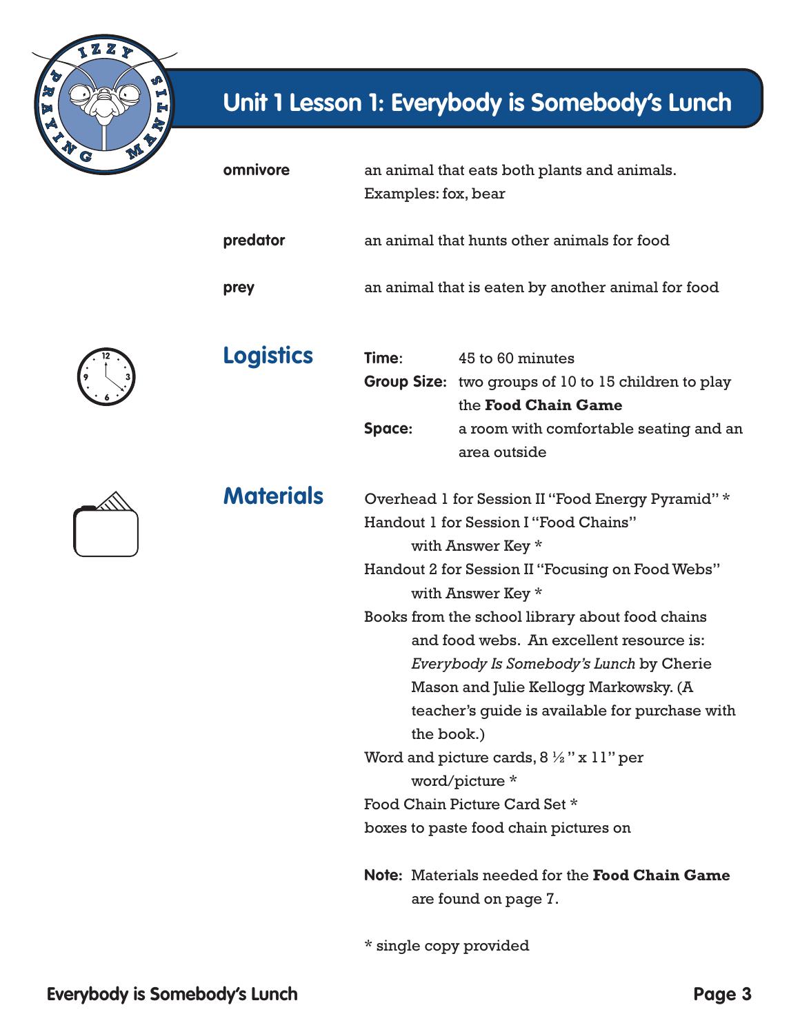# Unit 1 Lesson 1: Everybody is Somebody's Lunch

**omnivore** — an animal that eats both plants and animals. Examples: fox, bear

**predator** — an animal that hunts other animals for food

**prey** — an animal that is eaten by another animal for food

## Logistics

**Time**: 45 to 60 minutes

**Group Size:** two groups of 10 to 15 children to play the **Food Chain Game**

**Space:** a room with comfortable seating and an area outside

## Materials

Overhead 1 for Session II "Food Energy Pyramid" *

Handout 1 for Session I "Food Chains" with Answer Key *

Handout 2 for Session II "Focusing on Food Webs" with Answer Key *

Books from the school library about food chains and food webs. An excellent resource is: *Everybody Is Somebody's Lunch* by Cherie Mason and Julie Kellogg Markowsky. (A teacher's guide is available for purchase with the book.)

Word and picture cards, 8 ½" x 11" per word/picture *

Food Chain Picture Card Set *

boxes to paste food chain pictures on

**Note:** Materials needed for the **Food Chain Game** are found on page 7.

* single copy provided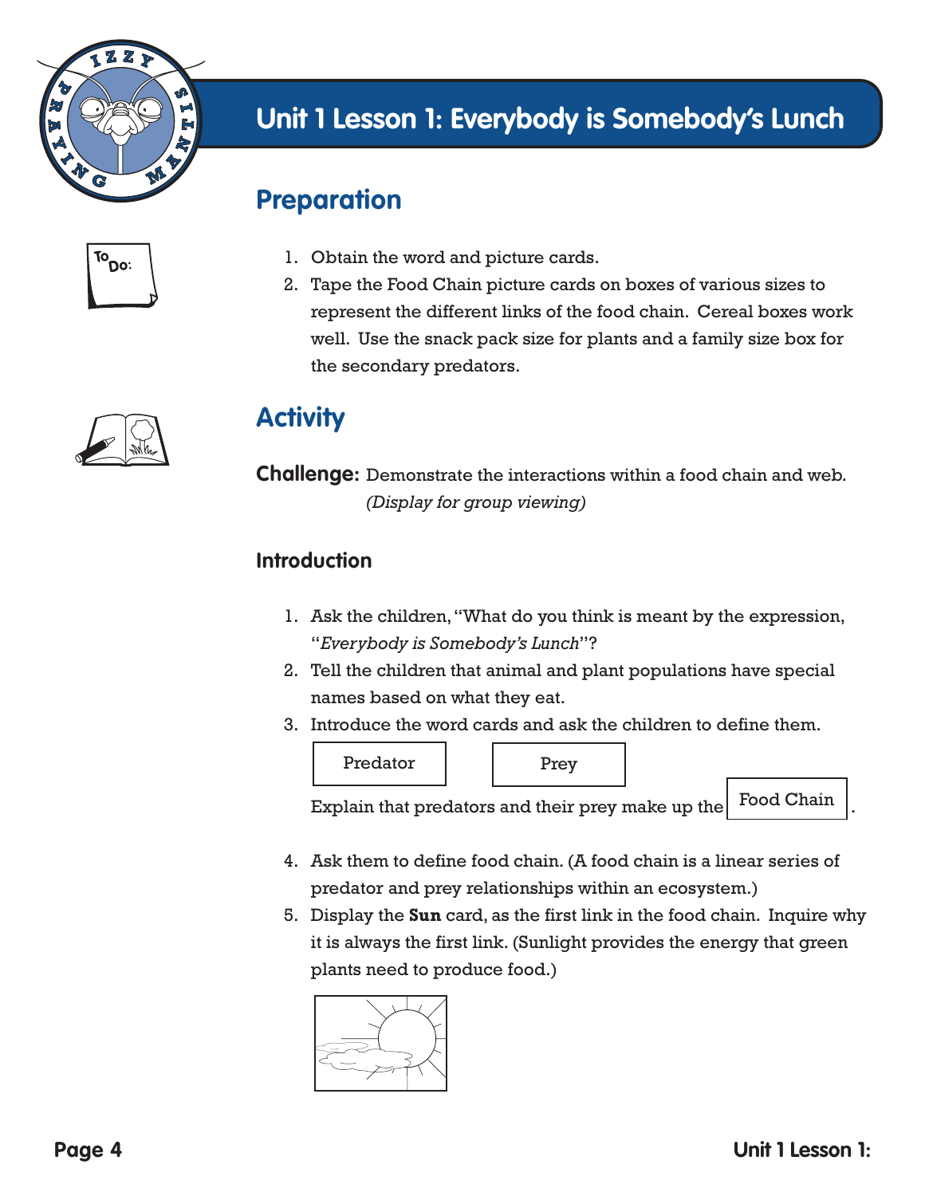# Unit 1 Lesson 1: Everybody is Somebody's Lunch

## Preparation

1. Obtain the word and picture cards.
2. Tape the Food Chain picture cards on boxes of various sizes to represent the different links of the food chain. Cereal boxes work well. Use the snack pack size for plants and a family size box for the secondary predators.

## Activity

**Challenge:** Demonstrate the interactions within a food chain and web. *(Display for group viewing)*

### Introduction

1. Ask the children, "What do you think is meant by the expression, "*Everybody is Somebody's Lunch*"?
2. Tell the children that animal and plant populations have special names based on what they eat.
3. Introduce the word cards and ask the children to define them.

   Predator | Prey

   Explain that predators and their prey make up the Food Chain.

4. Ask them to define food chain. (A food chain is a linear series of predator and prey relationships within an ecosystem.)
5. Display the **Sun** card, as the first link in the food chain. Inquire why it is always the first link. (Sunlight provides the energy that green plants need to produce food.)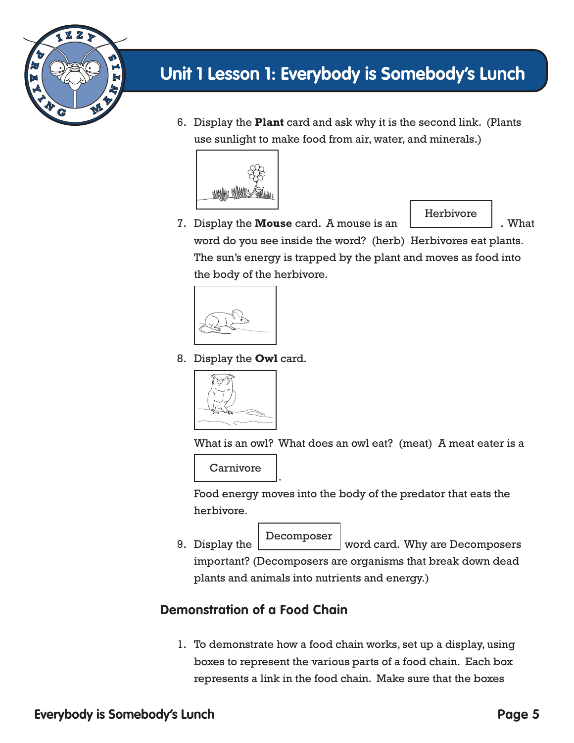6. Display the **Plant** card and ask why it is the second link. (Plants use sunlight to make food from air, water, and minerals.)

7. Display the **Mouse** card. A mouse is an Herbivore. What word do you see inside the word? (herb) Herbivores eat plants. The sun's energy is trapped by the plant and moves as food into the body of the herbivore.

8. Display the **Owl** card.

   What is an owl? What does an owl eat? (meat) A meat eater is a Carnivore.

   Food energy moves into the body of the predator that eats the herbivore.

9. Display the Decomposer word card. Why are Decomposers important? (Decomposers are organisms that break down dead plants and animals into nutrients and energy.)

### Demonstration of a Food Chain

1. To demonstrate how a food chain works, set up a display, using boxes to represent the various parts of a food chain. Each box represents a link in the food chain. Make sure that the boxes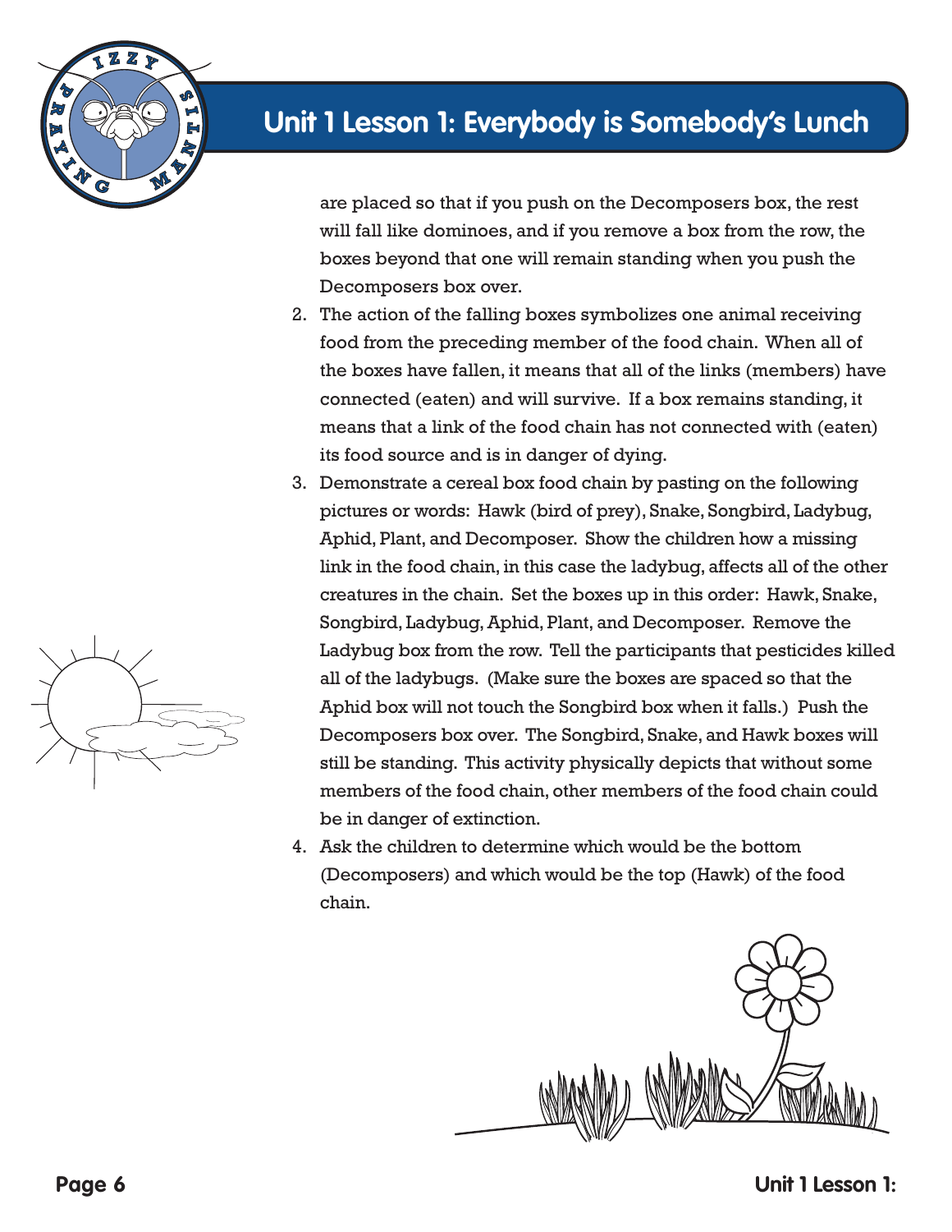are placed so that if you push on the Decomposers box, the rest will fall like dominoes, and if you remove a box from the row, the boxes beyond that one will remain standing when you push the Decomposers box over.

2. The action of the falling boxes symbolizes one animal receiving food from the preceding member of the food chain. When all of the boxes have fallen, it means that all of the links (members) have connected (eaten) and will survive. If a box remains standing, it means that a link of the food chain has not connected with (eaten) its food source and is in danger of dying.
3. Demonstrate a cereal box food chain by pasting on the following pictures or words: Hawk (bird of prey), Snake, Songbird, Ladybug, Aphid, Plant, and Decomposer. Show the children how a missing link in the food chain, in this case the ladybug, affects all of the other creatures in the chain. Set the boxes up in this order: Hawk, Snake, Songbird, Ladybug, Aphid, Plant, and Decomposer. Remove the Ladybug box from the row. Tell the participants that pesticides killed all of the ladybugs. (Make sure the boxes are spaced so that the Aphid box will not touch the Songbird box when it falls.) Push the Decomposers box over. The Songbird, Snake, and Hawk boxes will still be standing. This activity physically depicts that without some members of the food chain, other members of the food chain could be in danger of extinction.
4. Ask the children to determine which would be the bottom (Decomposers) and which would be the top (Hawk) of the food chain.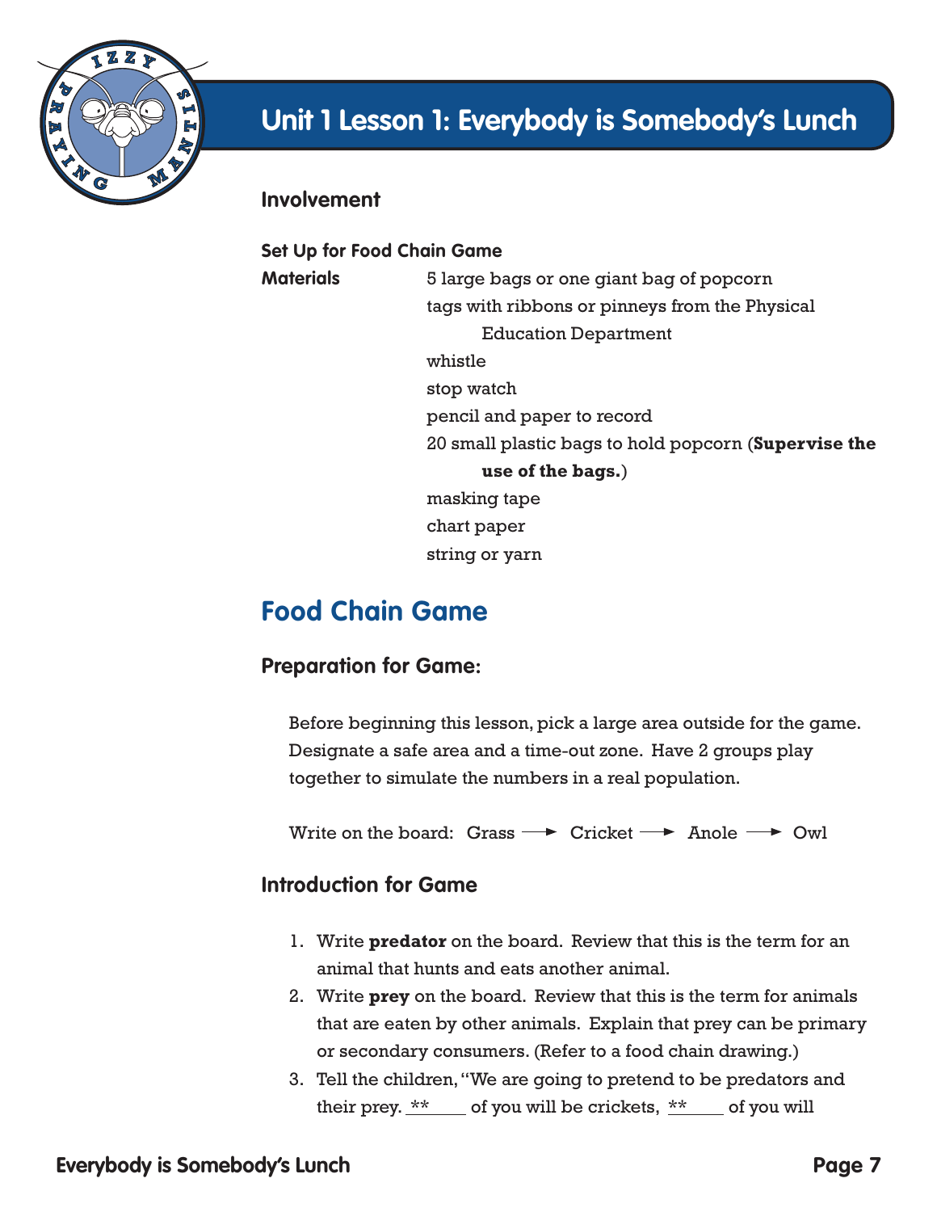# Unit 1 Lesson 1: Everybody is Somebody's Lunch

## Involvement

**Set Up for Food Chain Game**

**Materials**

- 5 large bags or one giant bag of popcorn
- tags with ribbons or pinneys from the Physical Education Department
- whistle
- stop watch
- pencil and paper to record
- 20 small plastic bags to hold popcorn (**Supervise the use of the bags.**)
- masking tape
- chart paper
- string or yarn

## Food Chain Game

### Preparation for Game:

Before beginning this lesson, pick a large area outside for the game. Designate a safe area and a time-out zone. Have 2 groups play together to simulate the numbers in a real population.

Write on the board: Grass → Cricket → Anole → Owl

### Introduction for Game

1. Write **predator** on the board. Review that this is the term for an animal that hunts and eats another animal.
2. Write **prey** on the board. Review that this is the term for animals that are eaten by other animals. Explain that prey can be primary or secondary consumers. (Refer to a food chain drawing.)
3. Tell the children, "We are going to pretend to be predators and their prey. **_____ of you will be crickets, **_____ of you will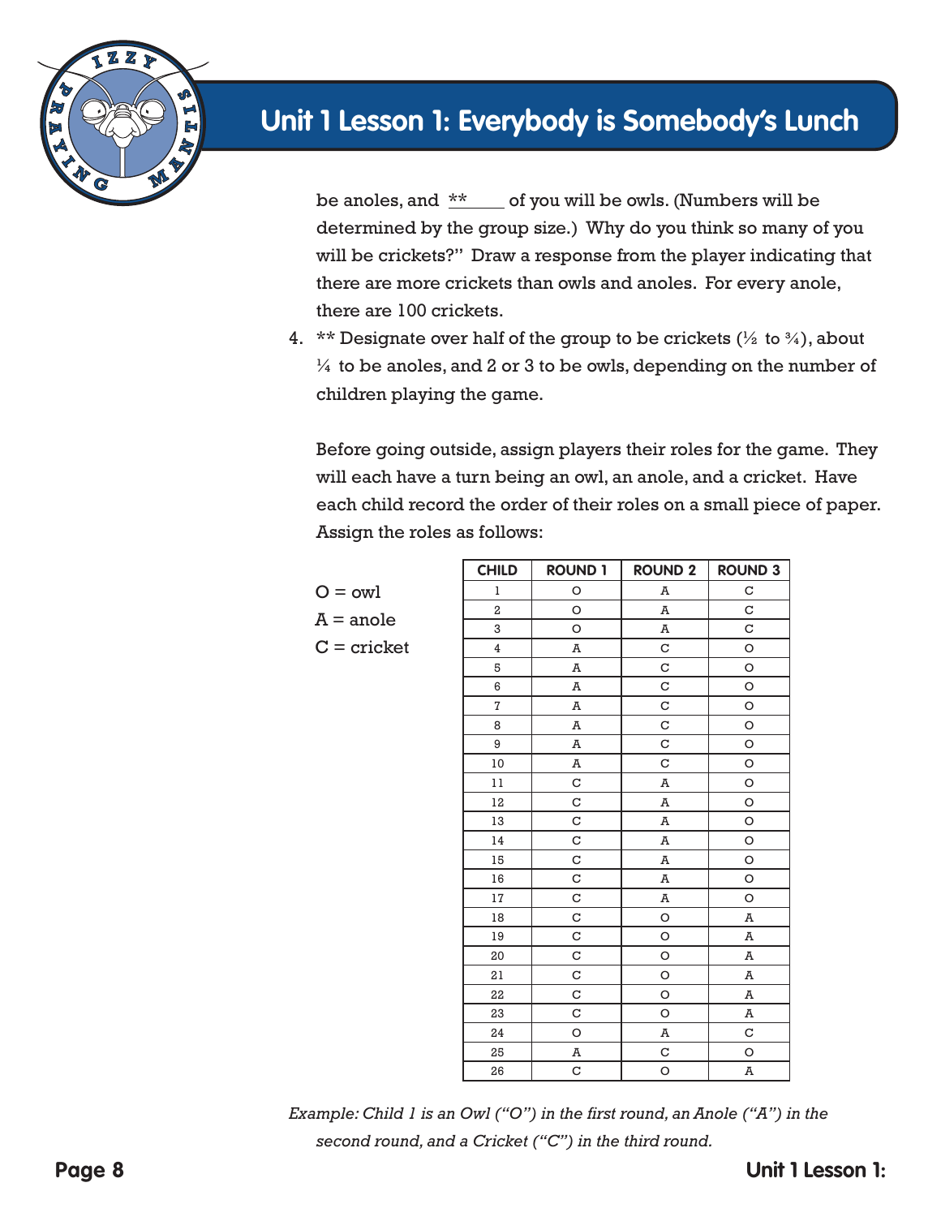# Unit 1 Lesson 1: Everybody is Somebody's Lunch

be anoles, and \_\_**\_\_ of you will be owls. (Numbers will be determined by the group size.) Why do you think so many of you will be crickets?" Draw a response from the player indicating that there are more crickets than owls and anoles. For every anole, there are 100 crickets.

4. ** Designate over half of the group to be crickets (½ to ¾), about ¼ to be anoles, and 2 or 3 to be owls, depending on the number of children playing the game.

   Before going outside, assign players their roles for the game. They will each have a turn being an owl, an anole, and a cricket. Have each child record the order of their roles on a small piece of paper. Assign the roles as follows:

O = owl
A = anole
C = cricket

| CHILD | ROUND 1 | ROUND 2 | ROUND 3 |
|---|---|---|---|
| 1 | O | A | C |
| 2 | O | A | C |
| 3 | O | A | C |
| 4 | A | C | O |
| 5 | A | C | O |
| 6 | A | C | O |
| 7 | A | C | O |
| 8 | A | C | O |
| 9 | A | C | O |
| 10 | A | C | O |
| 11 | C | A | O |
| 12 | C | A | O |
| 13 | C | A | O |
| 14 | C | A | O |
| 15 | C | A | O |
| 16 | C | A | O |
| 17 | C | A | O |
| 18 | C | O | A |
| 19 | C | O | A |
| 20 | C | O | A |
| 21 | C | O | A |
| 22 | C | O | A |
| 23 | C | O | A |
| 24 | O | A | C |
| 25 | A | C | O |
| 26 | C | O | A |

*Example: Child 1 is an Owl ("O") in the first round, an Anole ("A") in the second round, and a Cricket ("C") in the third round.*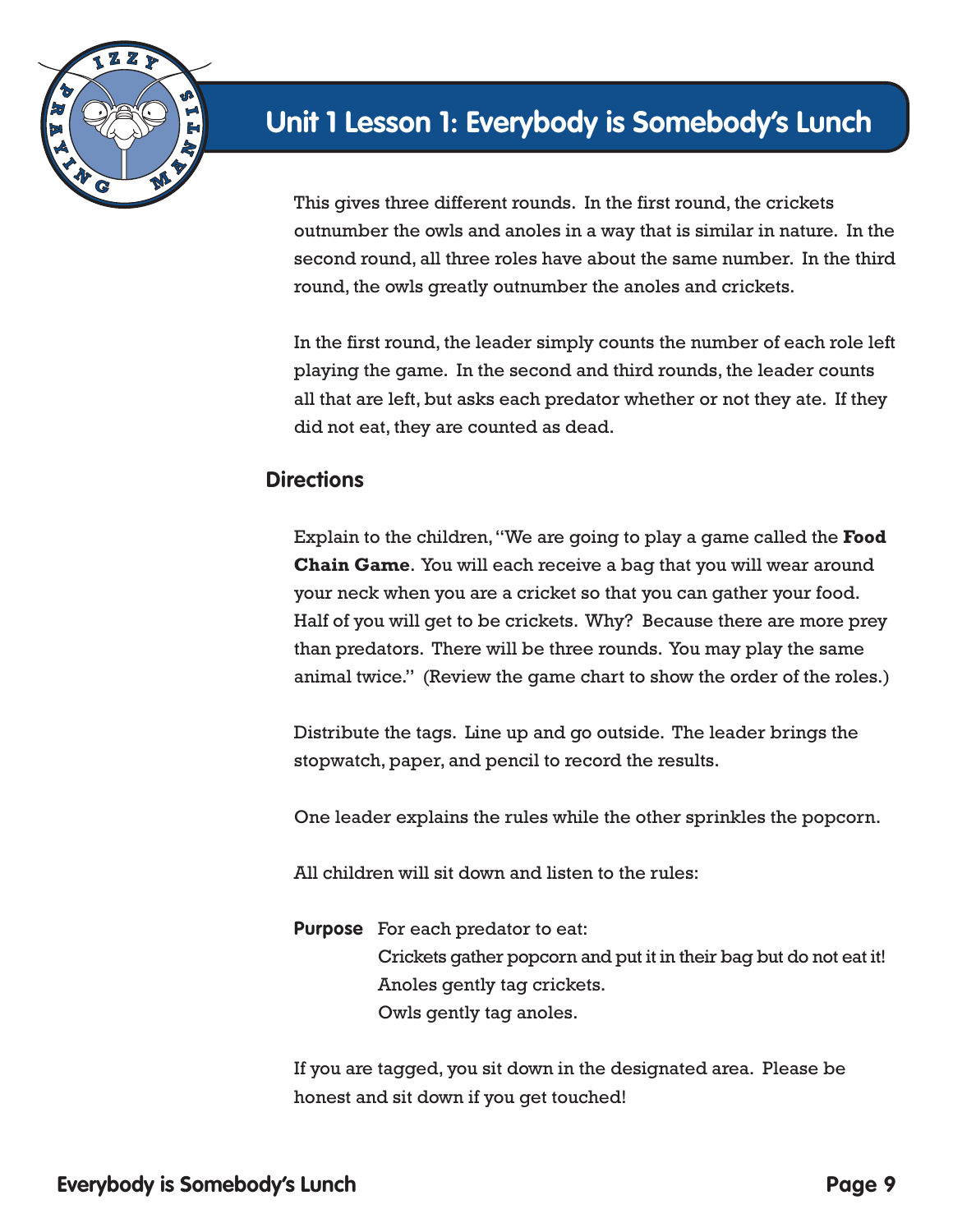# Unit 1 Lesson 1: Everybody is Somebody's Lunch

This gives three different rounds. In the first round, the crickets outnumber the owls and anoles in a way that is similar in nature. In the second round, all three roles have about the same number. In the third round, the owls greatly outnumber the anoles and crickets.

In the first round, the leader simply counts the number of each role left playing the game. In the second and third rounds, the leader counts all that are left, but asks each predator whether or not they ate. If they did not eat, they are counted as dead.

## Directions

Explain to the children, "We are going to play a game called the **Food Chain Game**. You will each receive a bag that you will wear around your neck when you are a cricket so that you can gather your food. Half of you will get to be crickets. Why? Because there are more prey than predators. There will be three rounds. You may play the same animal twice." (Review the game chart to show the order of the roles.)

Distribute the tags. Line up and go outside. The leader brings the stopwatch, paper, and pencil to record the results.

One leader explains the rules while the other sprinkles the popcorn.

All children will sit down and listen to the rules:

**Purpose** For each predator to eat:
Crickets gather popcorn and put it in their bag but do not eat it!
Anoles gently tag crickets.
Owls gently tag anoles.

If you are tagged, you sit down in the designated area. Please be honest and sit down if you get touched!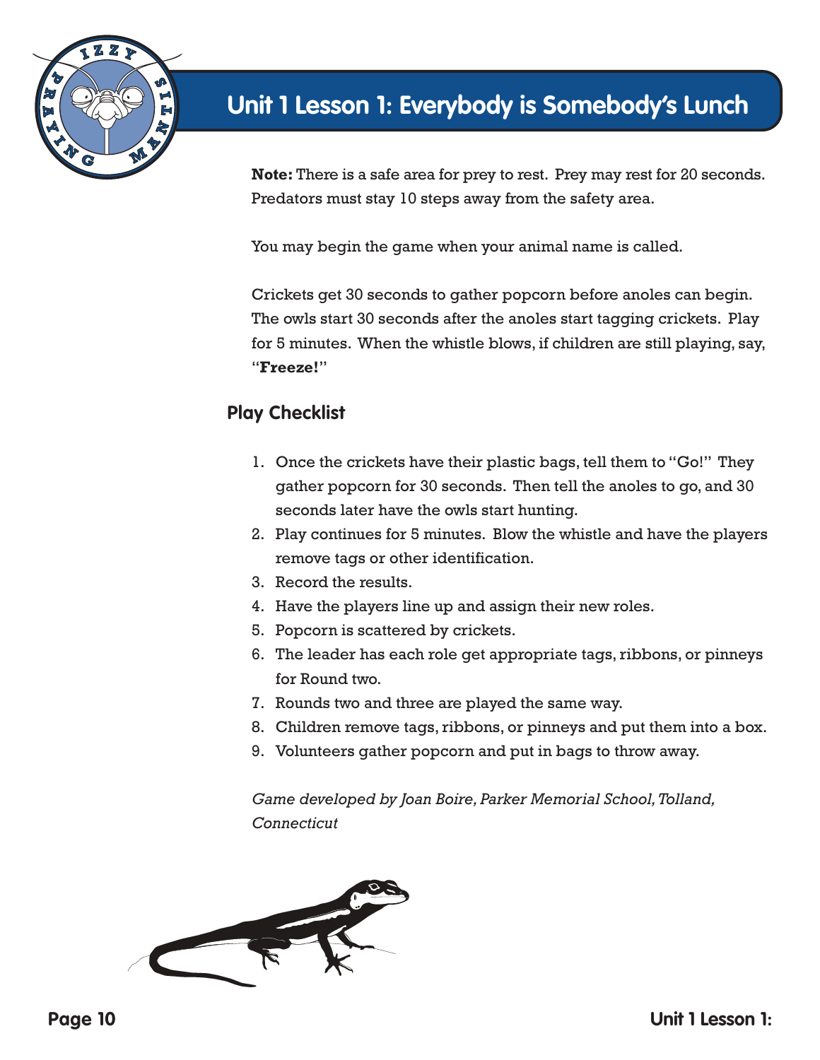# Unit 1 Lesson 1: Everybody is Somebody's Lunch

**Note:** There is a safe area for prey to rest. Prey may rest for 20 seconds. Predators must stay 10 steps away from the safety area.

You may begin the game when your animal name is called.

Crickets get 30 seconds to gather popcorn before anoles can begin. The owls start 30 seconds after the anoles start tagging crickets. Play for 5 minutes. When the whistle blows, if children are still playing, say, "**Freeze!**"

## Play Checklist

1. Once the crickets have their plastic bags, tell them to "Go!" They gather popcorn for 30 seconds. Then tell the anoles to go, and 30 seconds later have the owls start hunting.
2. Play continues for 5 minutes. Blow the whistle and have the players remove tags or other identification.
3. Record the results.
4. Have the players line up and assign their new roles.
5. Popcorn is scattered by crickets.
6. The leader has each role get appropriate tags, ribbons, or pinneys for Round two.
7. Rounds two and three are played the same way.
8. Children remove tags, ribbons, or pinneys and put them into a box.
9. Volunteers gather popcorn and put in bags to throw away.

*Game developed by Joan Boire, Parker Memorial School, Tolland, Connecticut*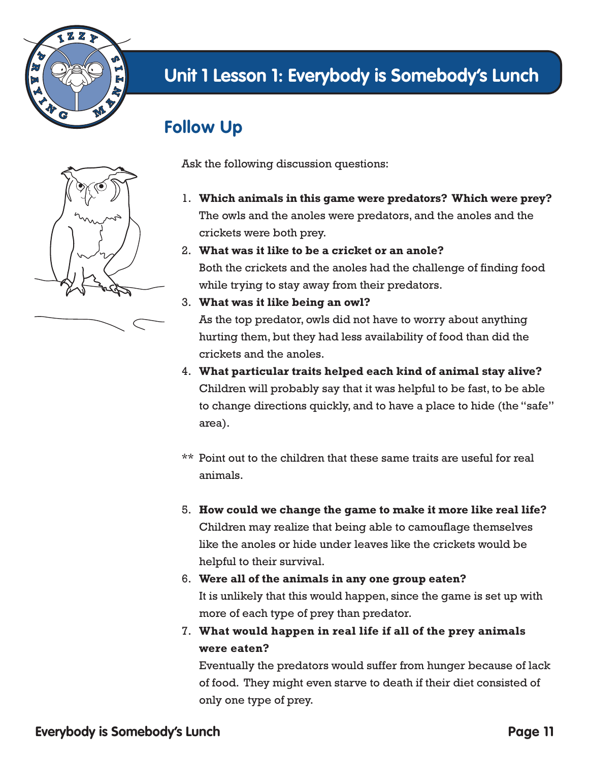# Unit 1 Lesson 1: Everybody is Somebody's Lunch

## Follow Up

Ask the following discussion questions:

1. **Which animals in this game were predators? Which were prey?**
   The owls and the anoles were predators, and the anoles and the crickets were both prey.
2. **What was it like to be a cricket or an anole?**
   Both the crickets and the anoles had the challenge of finding food while trying to stay away from their predators.
3. **What was it like being an owl?**
   As the top predator, owls did not have to worry about anything hurting them, but they had less availability of food than did the crickets and the anoles.
4. **What particular traits helped each kind of animal stay alive?**
   Children will probably say that it was helpful to be fast, to be able to change directions quickly, and to have a place to hide (the "safe" area).

** Point out to the children that these same traits are useful for real animals.

5. **How could we change the game to make it more like real life?**
   Children may realize that being able to camouflage themselves like the anoles or hide under leaves like the crickets would be helpful to their survival.
6. **Were all of the animals in any one group eaten?**
   It is unlikely that this would happen, since the game is set up with more of each type of prey than predator.
7. **What would happen in real life if all of the prey animals were eaten?**
   Eventually the predators would suffer from hunger because of lack of food. They might even starve to death if their diet consisted of only one type of prey.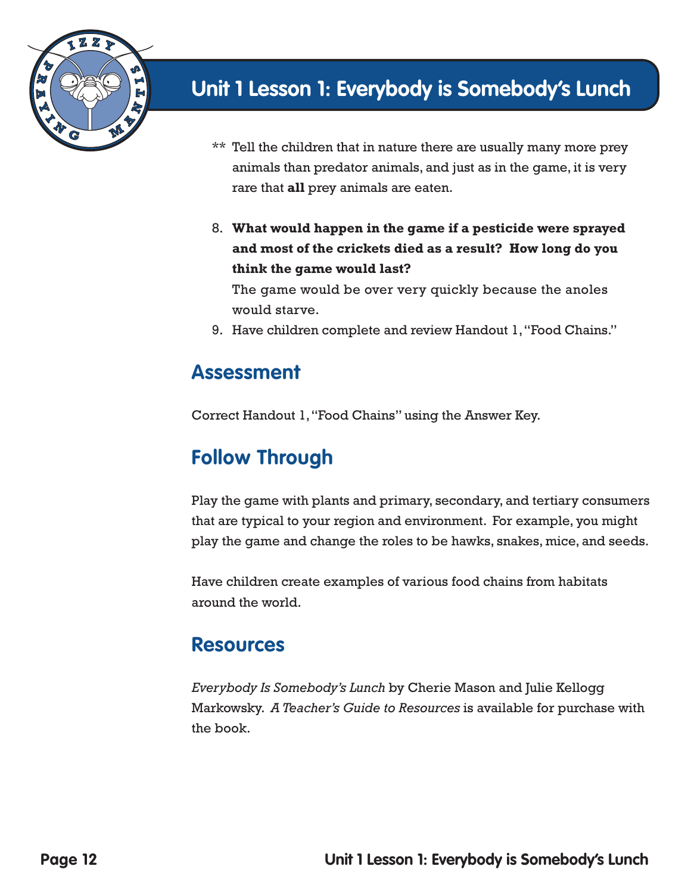** Tell the children that in nature there are usually many more prey animals than predator animals, and just as in the game, it is very rare that **all** prey animals are eaten.

8. **What would happen in the game if a pesticide were sprayed and most of the crickets died as a result? How long do you think the game would last?**
   The game would be over very quickly because the anoles would starve.
9. Have children complete and review Handout 1, "Food Chains."

## Assessment

Correct Handout 1, "Food Chains" using the Answer Key.

## Follow Through

Play the game with plants and primary, secondary, and tertiary consumers that are typical to your region and environment. For example, you might play the game and change the roles to be hawks, snakes, mice, and seeds.

Have children create examples of various food chains from habitats around the world.

## Resources

*Everybody Is Somebody's Lunch* by Cherie Mason and Julie Kellogg Markowsky. *A Teacher's Guide to Resources* is available for purchase with the book.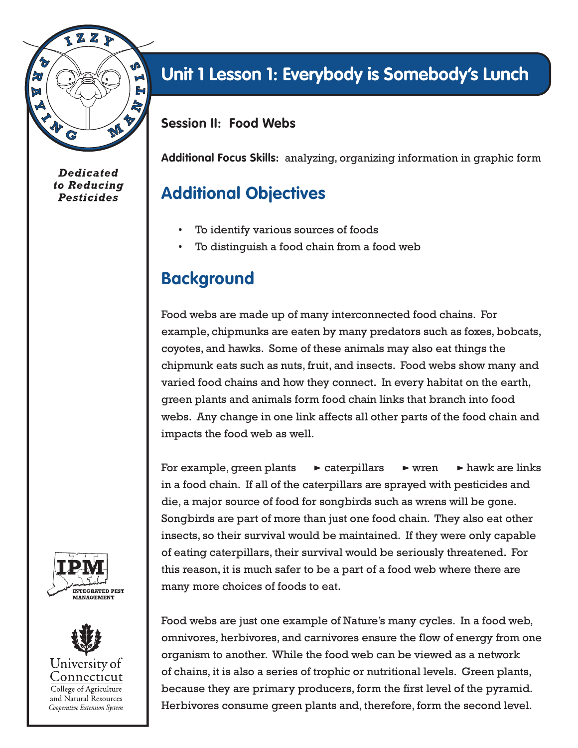# Unit 1 Lesson 1: Everybody is Somebody's Lunch

### Session II: Food Webs

**Additional Focus Skills:** analyzing, organizing information in graphic form

## Additional Objectives

- To identify various sources of foods
- To distinguish a food chain from a food web

## Background

Food webs are made up of many interconnected food chains. For example, chipmunks are eaten by many predators such as foxes, bobcats, coyotes, and hawks. Some of these animals may also eat things the chipmunk eats such as nuts, fruit, and insects. Food webs show many and varied food chains and how they connect. In every habitat on the earth, green plants and animals form food chain links that branch into food webs. Any change in one link affects all other parts of the food chain and impacts the food web as well.

For example, green plants → caterpillars → wren → hawk are links in a food chain. If all of the caterpillars are sprayed with pesticides and die, a major source of food for songbirds such as wrens will be gone. Songbirds are part of more than just one food chain. They also eat other insects, so their survival would be maintained. If they were only capable of eating caterpillars, their survival would be seriously threatened. For this reason, it is much safer to be a part of a food web where there are many more choices of foods to eat.

Food webs are just one example of Nature's many cycles. In a food web, omnivores, herbivores, and carnivores ensure the flow of energy from one organism to another. While the food web can be viewed as a network of chains, it is also a series of trophic or nutritional levels. Green plants, because they are primary producers, form the first level of the pyramid. Herbivores consume green plants and, therefore, form the second level.

IZZY PRAYING MANTIS

*Dedicated to Reducing Pesticides*

IPM
INTEGRATED PEST MANAGEMENT

University of Connecticut
College of Agriculture and Natural Resources
*Cooperative Extension System*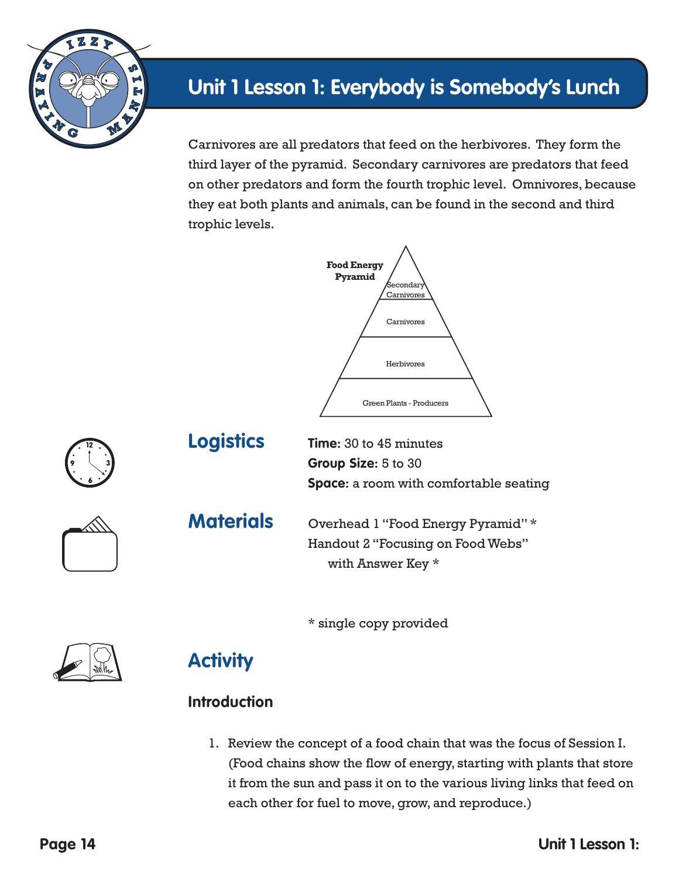# Unit 1 Lesson 1: Everybody is Somebody's Lunch

Carnivores are all predators that feed on the herbivores. They form the third layer of the pyramid. Secondary carnivores are predators that feed on other predators and form the fourth trophic level. Omnivores, because they eat both plants and animals, can be found in the second and third trophic levels.

**Food Energy Pyramid**

- Secondary Carnivores
- Carnivores
- Herbivores
- Green Plants - Producers

## Logistics

**Time:** 30 to 45 minutes
**Group Size:** 5 to 30
**Space:** a room with comfortable seating

## Materials

Overhead 1 "Food Energy Pyramid" *
Handout 2 "Focusing on Food Webs" with Answer Key *

* single copy provided

## Activity

### Introduction

1. Review the concept of a food chain that was the focus of Session I. (Food chains show the flow of energy, starting with plants that store it from the sun and pass it on to the various living links that feed on each other for fuel to move, grow, and reproduce.)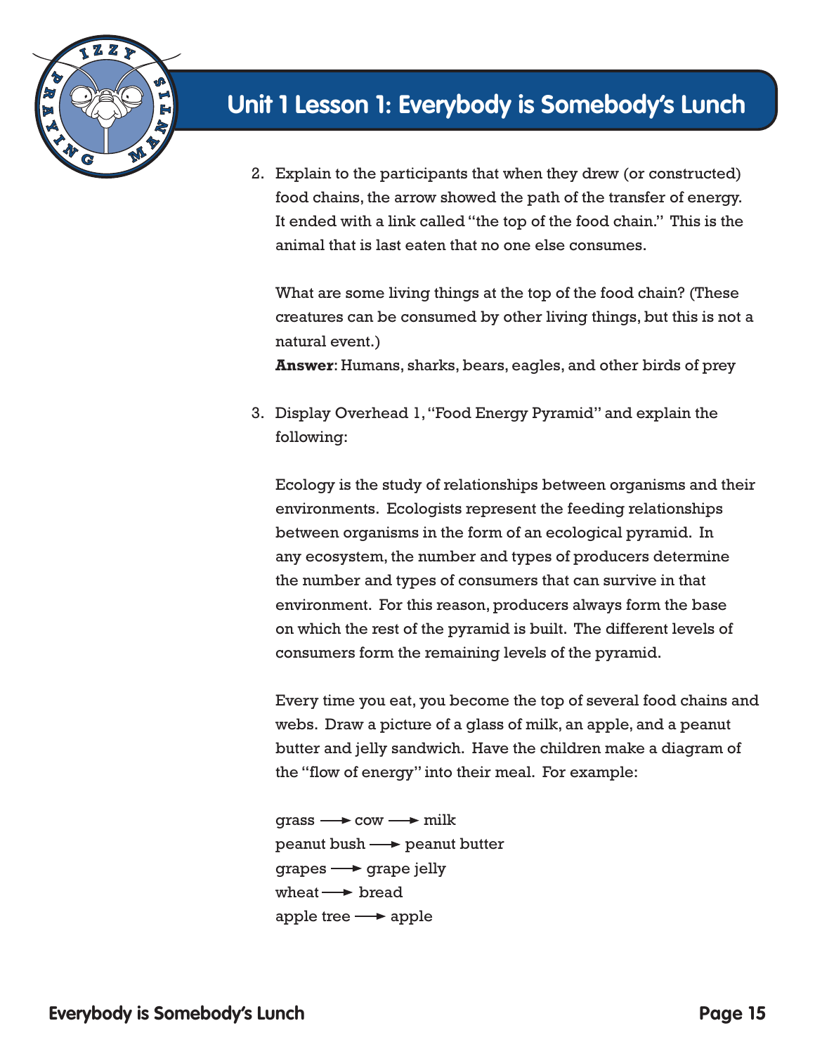# Unit 1 Lesson 1: Everybody is Somebody's Lunch

2. Explain to the participants that when they drew (or constructed) food chains, the arrow showed the path of the transfer of energy. It ended with a link called "the top of the food chain." This is the animal that is last eaten that no one else consumes.

   What are some living things at the top of the food chain? (These creatures can be consumed by other living things, but this is not a natural event.)
   **Answer**: Humans, sharks, bears, eagles, and other birds of prey

3. Display Overhead 1, "Food Energy Pyramid" and explain the following:

   Ecology is the study of relationships between organisms and their environments. Ecologists represent the feeding relationships between organisms in the form of an ecological pyramid. In any ecosystem, the number and types of producers determine the number and types of consumers that can survive in that environment. For this reason, producers always form the base on which the rest of the pyramid is built. The different levels of consumers form the remaining levels of the pyramid.

   Every time you eat, you become the top of several food chains and webs. Draw a picture of a glass of milk, an apple, and a peanut butter and jelly sandwich. Have the children make a diagram of the "flow of energy" into their meal. For example:

   grass ⟶ cow ⟶ milk
   peanut bush ⟶ peanut butter
   grapes ⟶ grape jelly
   wheat ⟶ bread
   apple tree ⟶ apple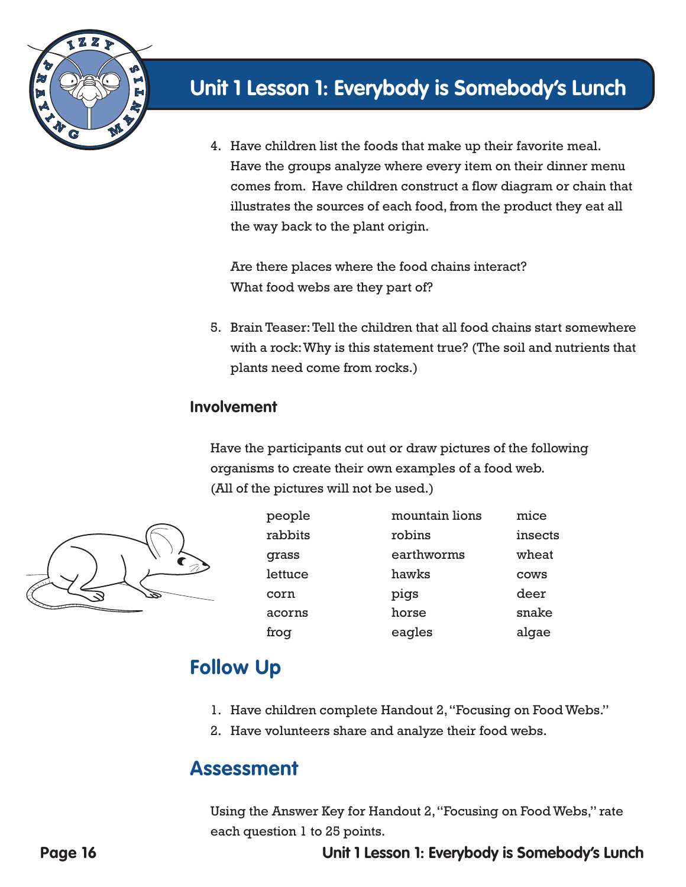4. Have children list the foods that make up their favorite meal. Have the groups analyze where every item on their dinner menu comes from. Have children construct a flow diagram or chain that illustrates the sources of each food, from the product they eat all the way back to the plant origin.

   Are there places where the food chains interact?
   What food webs are they part of?

5. Brain Teaser: Tell the children that all food chains start somewhere with a rock: Why is this statement true? (The soil and nutrients that plants need come from rocks.)

### Involvement

Have the participants cut out or draw pictures of the following organisms to create their own examples of a food web. (All of the pictures will not be used.)

| | | |
|---|---|---|
| people | mountain lions | mice |
| rabbits | robins | insects |
| grass | earthworms | wheat |
| lettuce | hawks | cows |
| corn | pigs | deer |
| acorns | horse | snake |
| frog | eagles | algae |

## Follow Up

1. Have children complete Handout 2, "Focusing on Food Webs."
2. Have volunteers share and analyze their food webs.

## Assessment

Using the Answer Key for Handout 2, "Focusing on Food Webs," rate each question 1 to 25 points.